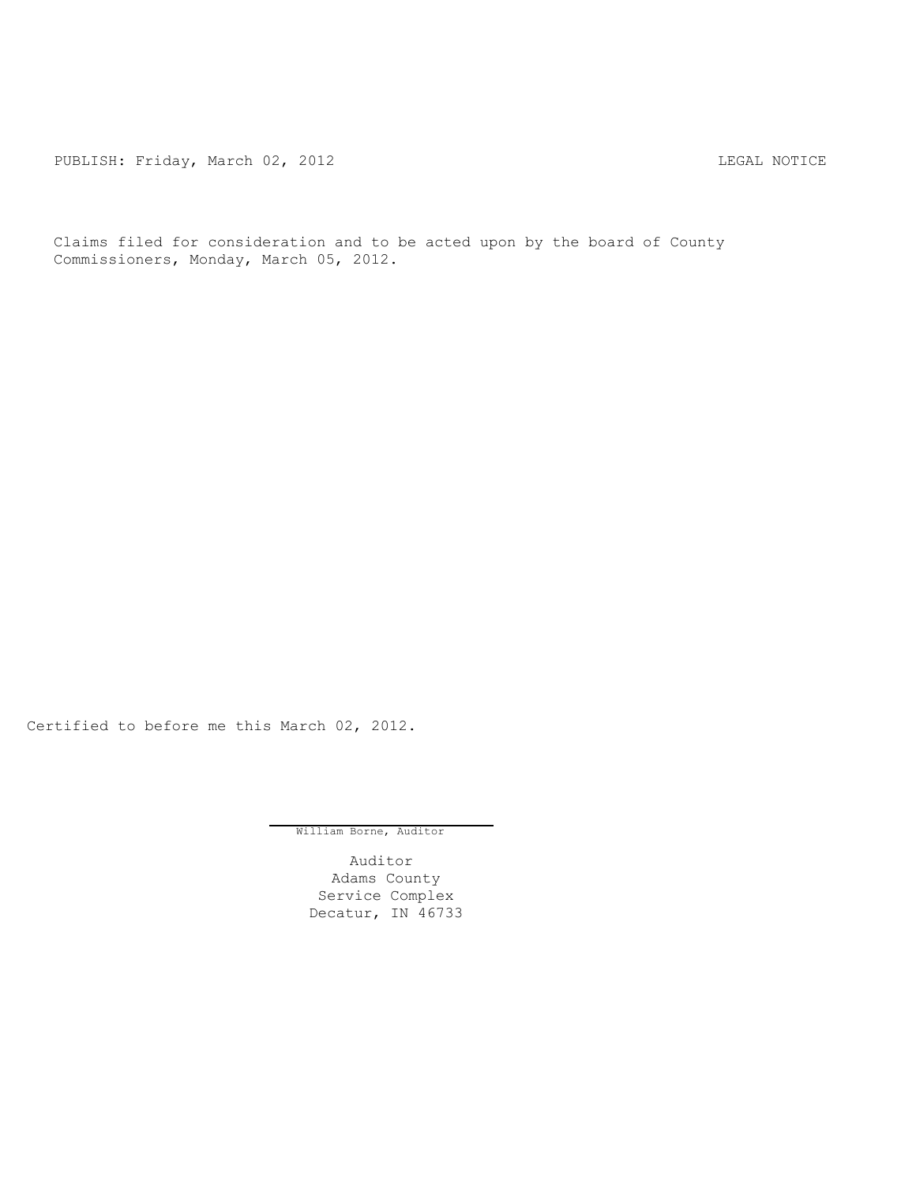PUBLISH: Friday, March 02, 2012 LEGAL NOTICE

Claims filed for consideration and to be acted upon by the board of County Commissioners, Monday, March 05, 2012.

Certified to before me this March 02, 2012.

William Borne, Auditor

Auditor
Adams County
Service Complex
Decatur, IN 46733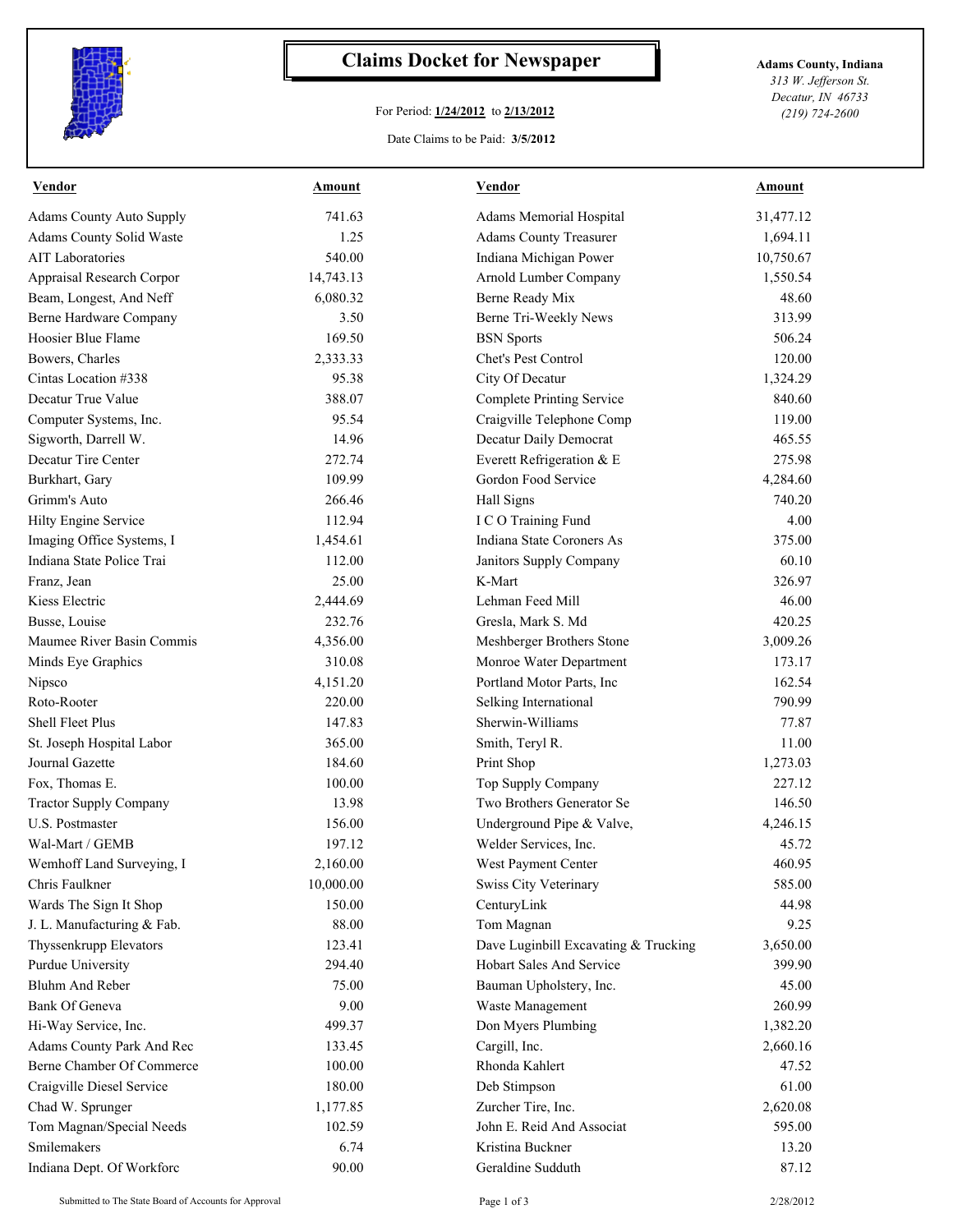# Claims Docket for Newspaper

For Period: **1/24/2012** to **2/13/2012**

Date Claims to be Paid: **3/5/2012**

**Adams County, Indiana**
*313 W. Jefferson St.*
*Decatur, IN 46733*
*(219) 724-2600*

| Vendor | Amount | Vendor | Amount |
|---|---|---|---|
| Adams County Auto Supply | 741.63 | Adams Memorial Hospital | 31,477.12 |
| Adams County Solid Waste | 1.25 | Adams County Treasurer | 1,694.11 |
| AIT Laboratories | 540.00 | Indiana Michigan Power | 10,750.67 |
| Appraisal Research Corpor | 14,743.13 | Arnold Lumber Company | 1,550.54 |
| Beam, Longest, And Neff | 6,080.32 | Berne Ready Mix | 48.60 |
| Berne Hardware Company | 3.50 | Berne Tri-Weekly News | 313.99 |
| Hoosier Blue Flame | 169.50 | BSN Sports | 506.24 |
| Bowers, Charles | 2,333.33 | Chet's Pest Control | 120.00 |
| Cintas Location #338 | 95.38 | City Of Decatur | 1,324.29 |
| Decatur True Value | 388.07 | Complete Printing Service | 840.60 |
| Computer Systems, Inc. | 95.54 | Craigville Telephone Comp | 119.00 |
| Sigworth, Darrell W. | 14.96 | Decatur Daily Democrat | 465.55 |
| Decatur Tire Center | 272.74 | Everett Refrigeration & E | 275.98 |
| Burkhart, Gary | 109.99 | Gordon Food Service | 4,284.60 |
| Grimm's Auto | 266.46 | Hall Signs | 740.20 |
| Hilty Engine Service | 112.94 | I C O Training Fund | 4.00 |
| Imaging Office Systems, I | 1,454.61 | Indiana State Coroners As | 375.00 |
| Indiana State Police Trai | 112.00 | Janitors Supply Company | 60.10 |
| Franz, Jean | 25.00 | K-Mart | 326.97 |
| Kiess Electric | 2,444.69 | Lehman Feed Mill | 46.00 |
| Busse, Louise | 232.76 | Gresla, Mark S. Md | 420.25 |
| Maumee River Basin Commis | 4,356.00 | Meshberger Brothers Stone | 3,009.26 |
| Minds Eye Graphics | 310.08 | Monroe Water Department | 173.17 |
| Nipsco | 4,151.20 | Portland Motor Parts, Inc | 162.54 |
| Roto-Rooter | 220.00 | Selking International | 790.99 |
| Shell Fleet Plus | 147.83 | Sherwin-Williams | 77.87 |
| St. Joseph Hospital Labor | 365.00 | Smith, Teryl R. | 11.00 |
| Journal Gazette | 184.60 | Print Shop | 1,273.03 |
| Fox, Thomas E. | 100.00 | Top Supply Company | 227.12 |
| Tractor Supply Company | 13.98 | Two Brothers Generator Se | 146.50 |
| U.S. Postmaster | 156.00 | Underground Pipe & Valve, | 4,246.15 |
| Wal-Mart / GEMB | 197.12 | Welder Services, Inc. | 45.72 |
| Wemhoff Land Surveying, I | 2,160.00 | West Payment Center | 460.95 |
| Chris Faulkner | 10,000.00 | Swiss City Veterinary | 585.00 |
| Wards The Sign It Shop | 150.00 | CenturyLink | 44.98 |
| J. L. Manufacturing & Fab. | 88.00 | Tom Magnan | 9.25 |
| Thyssenkrupp Elevators | 123.41 | Dave Luginbill Excavating & Trucking | 3,650.00 |
| Purdue University | 294.40 | Hobart Sales And Service | 399.90 |
| Bluhm And Reber | 75.00 | Bauman Upholstery, Inc. | 45.00 |
| Bank Of Geneva | 9.00 | Waste Management | 260.99 |
| Hi-Way Service, Inc. | 499.37 | Don Myers Plumbing | 1,382.20 |
| Adams County Park And Rec | 133.45 | Cargill, Inc. | 2,660.16 |
| Berne Chamber Of Commerce | 100.00 | Rhonda Kahlert | 47.52 |
| Craigville Diesel Service | 180.00 | Deb Stimpson | 61.00 |
| Chad W. Sprunger | 1,177.85 | Zurcher Tire, Inc. | 2,620.08 |
| Tom Magnan/Special Needs | 102.59 | John E. Reid And Associat | 595.00 |
| Smilemakers | 6.74 | Kristina Buckner | 13.20 |
| Indiana Dept. Of Workforc | 90.00 | Geraldine Sudduth | 87.12 |

Submitted to The State Board of Accounts for Approval

2/28/2012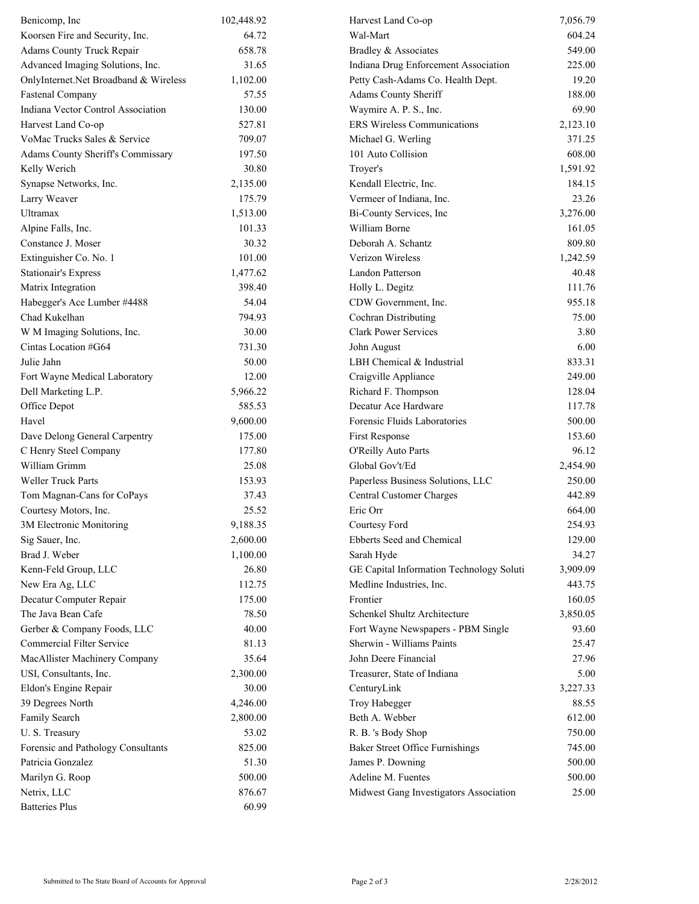| Vendor | Amount |
| --- | --- |
| Benicomp, Inc | 102,448.92 |
| Koorsen Fire and Security, Inc. | 64.72 |
| Adams County Truck Repair | 658.78 |
| Advanced Imaging Solutions, Inc. | 31.65 |
| OnlyInternet.Net Broadband & Wireless | 1,102.00 |
| Fastenal Company | 57.55 |
| Indiana Vector Control Association | 130.00 |
| Harvest Land Co-op | 527.81 |
| VoMac Trucks Sales & Service | 709.07 |
| Adams County Sheriff's Commissary | 197.50 |
| Kelly Werich | 30.80 |
| Synapse Networks, Inc. | 2,135.00 |
| Larry Weaver | 175.79 |
| Ultramax | 1,513.00 |
| Alpine Falls, Inc. | 101.33 |
| Constance J. Moser | 30.32 |
| Extinguisher Co. No. 1 | 101.00 |
| Stationair's Express | 1,477.62 |
| Matrix Integration | 398.40 |
| Habegger's Ace Lumber #4488 | 54.04 |
| Chad Kukelhan | 794.93 |
| W M Imaging Solutions, Inc. | 30.00 |
| Cintas Location #G64 | 731.30 |
| Julie Jahn | 50.00 |
| Fort Wayne Medical Laboratory | 12.00 |
| Dell Marketing L.P. | 5,966.22 |
| Office Depot | 585.53 |
| Havel | 9,600.00 |
| Dave Delong General Carpentry | 175.00 |
| C Henry Steel Company | 177.80 |
| William Grimm | 25.08 |
| Weller Truck Parts | 153.93 |
| Tom Magnan-Cans for CoPays | 37.43 |
| Courtesy Motors, Inc. | 25.52 |
| 3M Electronic Monitoring | 9,188.35 |
| Sig Sauer, Inc. | 2,600.00 |
| Brad J. Weber | 1,100.00 |
| Kenn-Feld Group, LLC | 26.80 |
| New Era Ag, LLC | 112.75 |
| Decatur Computer Repair | 175.00 |
| The Java Bean Cafe | 78.50 |
| Gerber & Company Foods, LLC | 40.00 |
| Commercial Filter Service | 81.13 |
| MacAllister Machinery Company | 35.64 |
| USI, Consultants, Inc. | 2,300.00 |
| Eldon's Engine Repair | 30.00 |
| 39 Degrees North | 4,246.00 |
| Family Search | 2,800.00 |
| U. S. Treasury | 53.02 |
| Forensic and Pathology Consultants | 825.00 |
| Patricia Gonzalez | 51.30 |
| Marilyn G. Roop | 500.00 |
| Netrix, LLC | 876.67 |
| Batteries Plus | 60.99 |
| Harvest Land Co-op | 7,056.79 |
| Wal-Mart | 604.24 |
| Bradley & Associates | 549.00 |
| Indiana Drug Enforcement Association | 225.00 |
| Petty Cash-Adams Co. Health Dept. | 19.20 |
| Adams County Sheriff | 188.00 |
| Waymire A. P. S., Inc. | 69.90 |
| ERS Wireless Communications | 2,123.10 |
| Michael G. Werling | 371.25 |
| 101 Auto Collision | 608.00 |
| Troyer's | 1,591.92 |
| Kendall Electric, Inc. | 184.15 |
| Vermeer of Indiana, Inc. | 23.26 |
| Bi-County Services, Inc | 3,276.00 |
| William Borne | 161.05 |
| Deborah A. Schantz | 809.80 |
| Verizon Wireless | 1,242.59 |
| Landon Patterson | 40.48 |
| Holly L. Degitz | 111.76 |
| CDW Government, Inc. | 955.18 |
| Cochran Distributing | 75.00 |
| Clark Power Services | 3.80 |
| John August | 6.00 |
| LBH Chemical & Industrial | 833.31 |
| Craigville Appliance | 249.00 |
| Richard F. Thompson | 128.04 |
| Decatur Ace Hardware | 117.78 |
| Forensic Fluids Laboratories | 500.00 |
| First Response | 153.60 |
| O'Reilly Auto Parts | 96.12 |
| Global Gov't/Ed | 2,454.90 |
| Paperless Business Solutions, LLC | 250.00 |
| Central Customer Charges | 442.89 |
| Eric Orr | 664.00 |
| Courtesy Ford | 254.93 |
| Ebberts Seed and Chemical | 129.00 |
| Sarah Hyde | 34.27 |
| GE Capital Information Technology Soluti | 3,909.09 |
| Medline Industries, Inc. | 443.75 |
| Frontier | 160.05 |
| Schenkel Shultz Architecture | 3,850.05 |
| Fort Wayne Newspapers - PBM Single | 93.60 |
| Sherwin - Williams Paints | 25.47 |
| John Deere Financial | 27.96 |
| Treasurer, State of Indiana | 5.00 |
| CenturyLink | 3,227.33 |
| Troy Habegger | 88.55 |
| Beth A. Webber | 612.00 |
| R. B. 's Body Shop | 750.00 |
| Baker Street Office Furnishings | 745.00 |
| James P. Downing | 500.00 |
| Adeline M. Fuentes | 500.00 |
| Midwest Gang Investigators Association | 25.00 |

Submitted to The State Board of Accounts for Approval 2/28/2012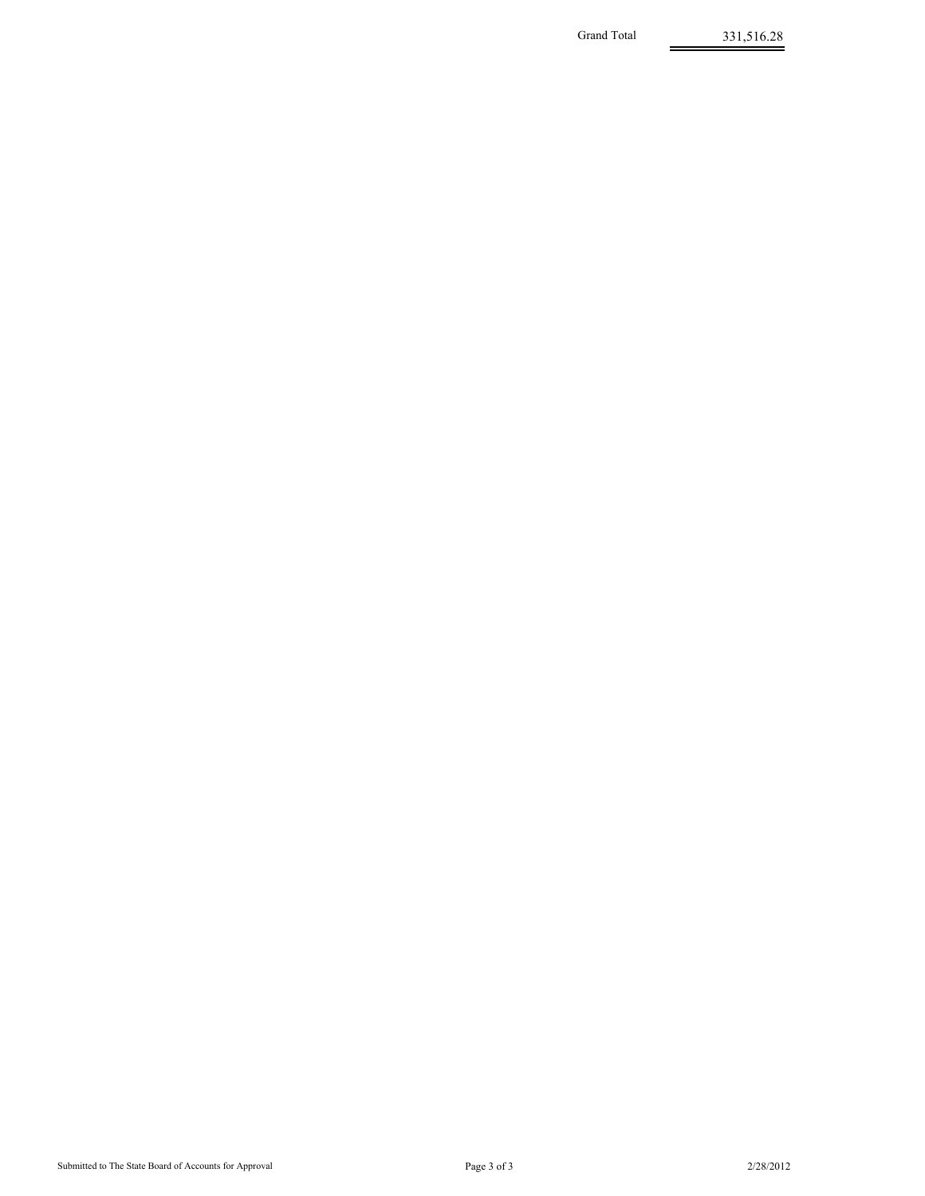Grand Total 331,516.28